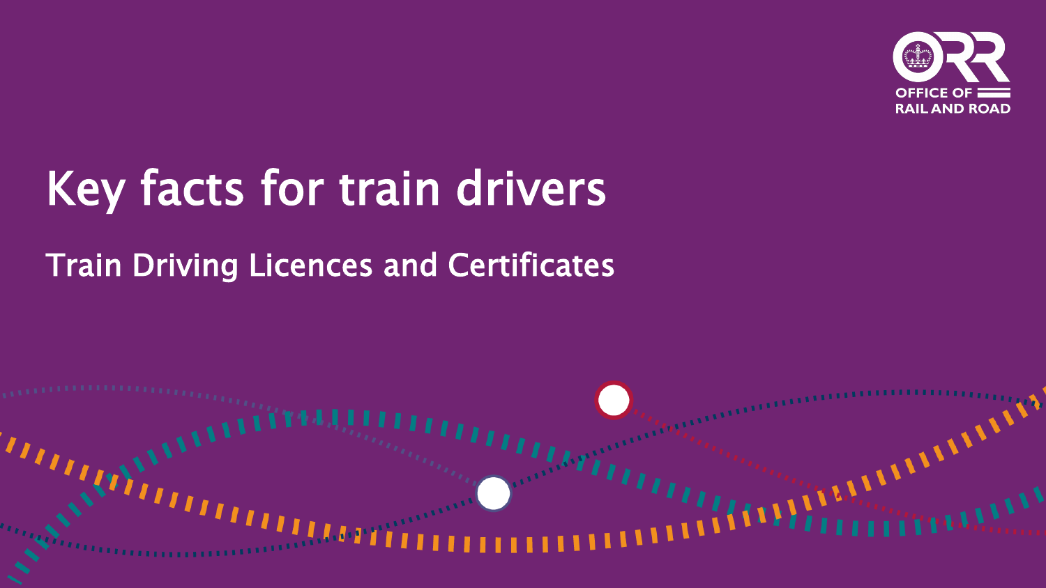OFFICE OF RAIL AND ROAD

# Key facts for train drivers

## Train Driving Licences and Certificates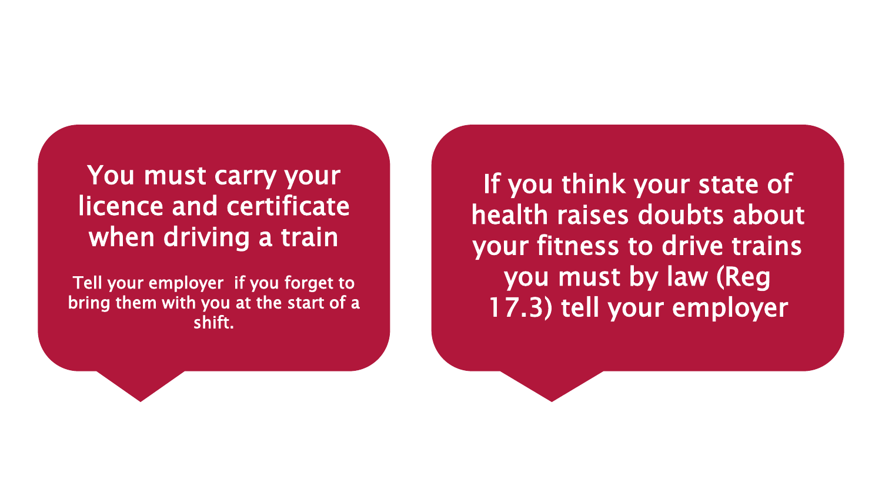**You must carry your licence and certificate when driving a train**

Tell your employer if you forget to bring them with you at the start of a shift.

**If you think your state of health raises doubts about your fitness to drive trains you must by law (Reg 17.3) tell your employer**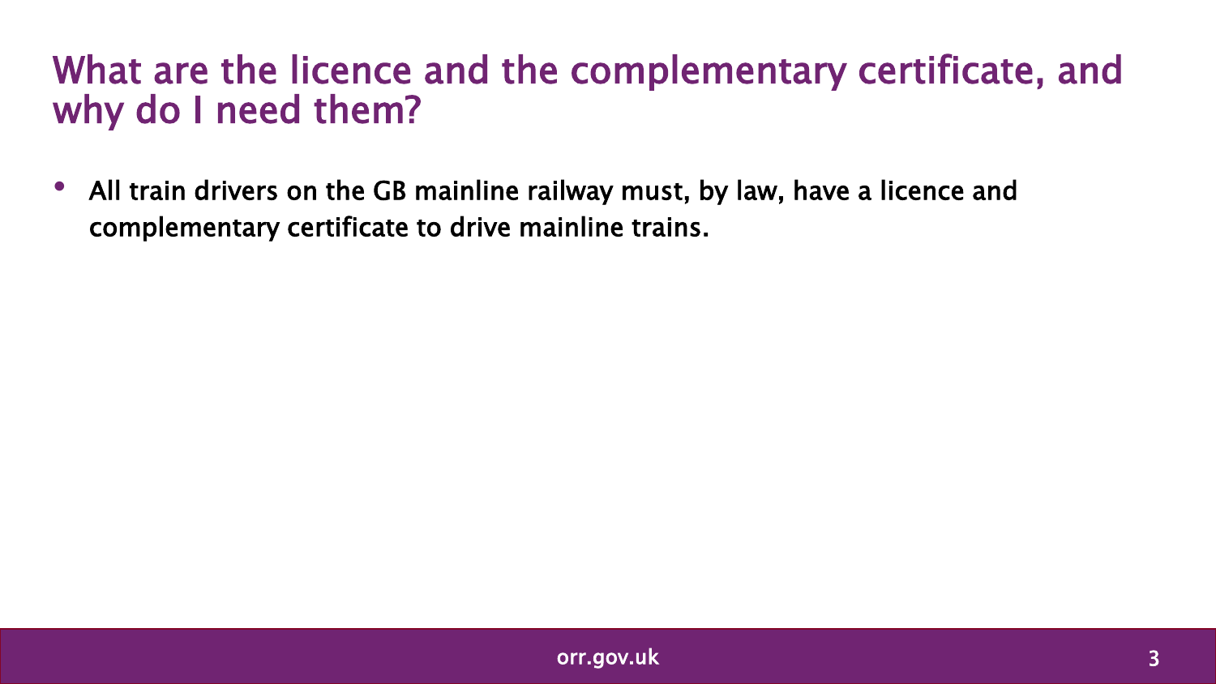# What are the licence and the complementary certificate, and why do I need them?

- **All train drivers on the GB mainline railway must, by law, have a licence and complementary certificate to drive mainline trains.**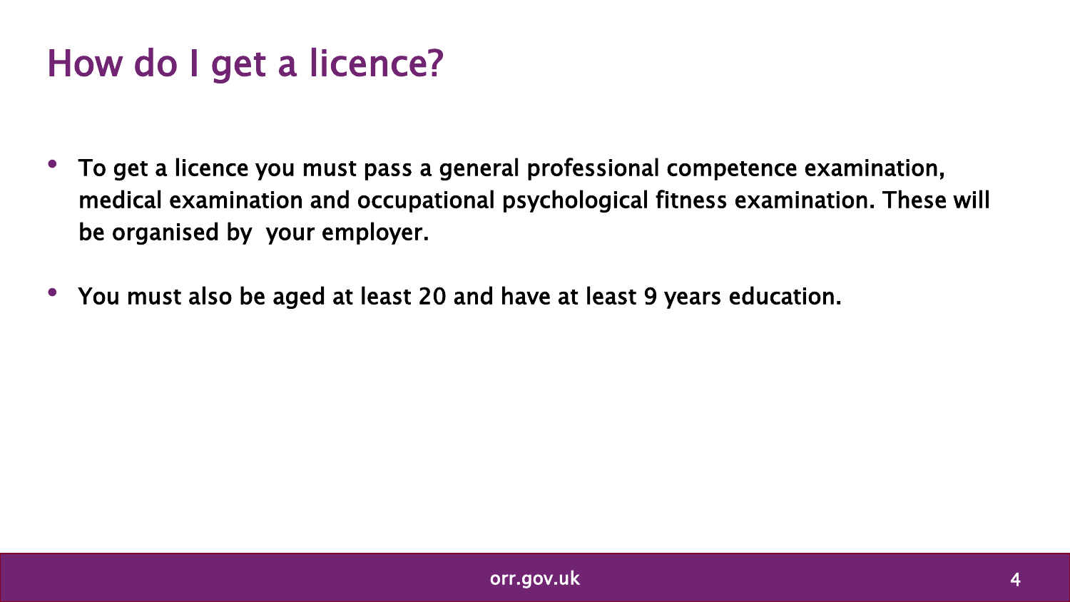# How do I get a licence?

- To get a licence you must pass a general professional competence examination, medical examination and occupational psychological fitness examination. These will be organised by your employer.
- You must also be aged at least 20 and have at least 9 years education.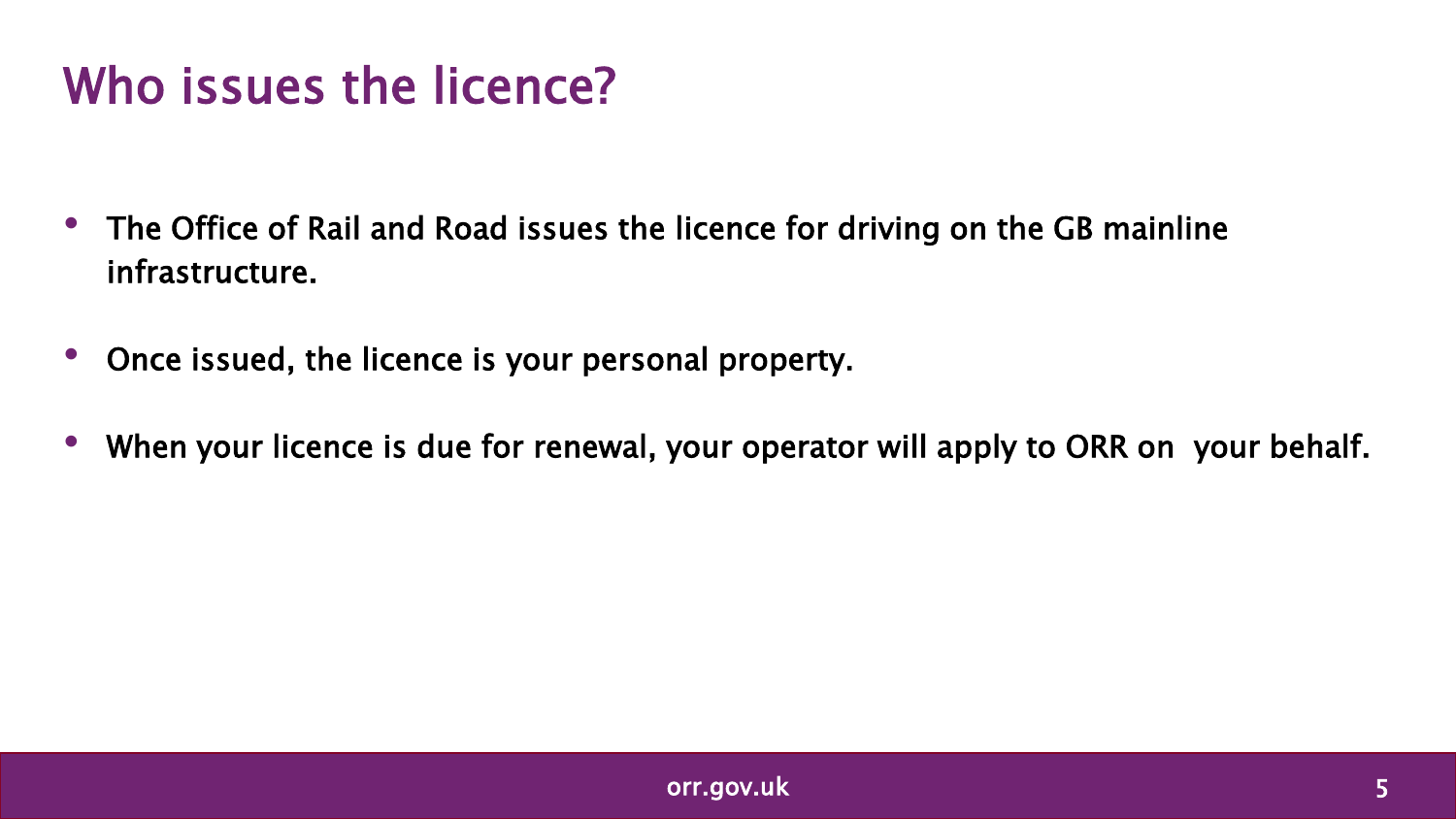# Who issues the licence?

- The Office of Rail and Road issues the licence for driving on the GB mainline infrastructure.
- Once issued, the licence is your personal property.
- When your licence is due for renewal, your operator will apply to ORR on your behalf.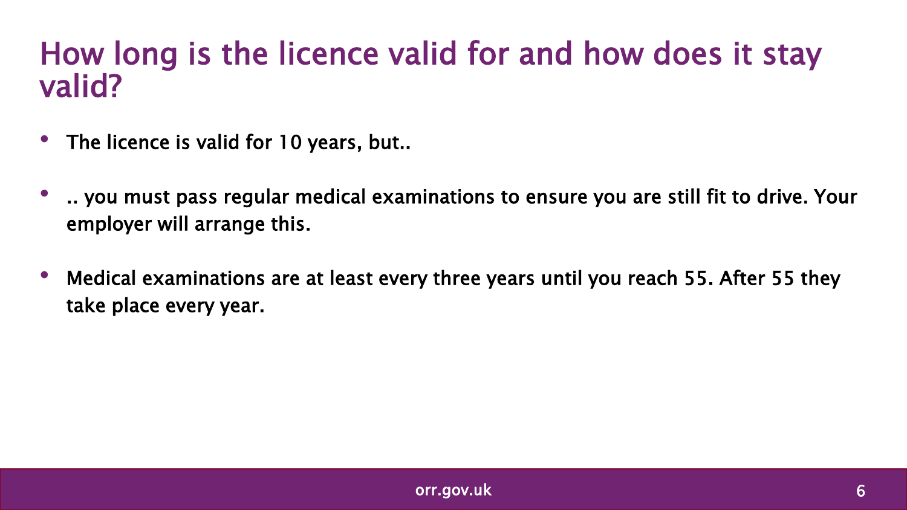# How long is the licence valid for and how does it stay valid?

- The licence is valid for 10 years, but..
- .. you must pass regular medical examinations to ensure you are still fit to drive. Your employer will arrange this.
- Medical examinations are at least every three years until you reach 55. After 55 they take place every year.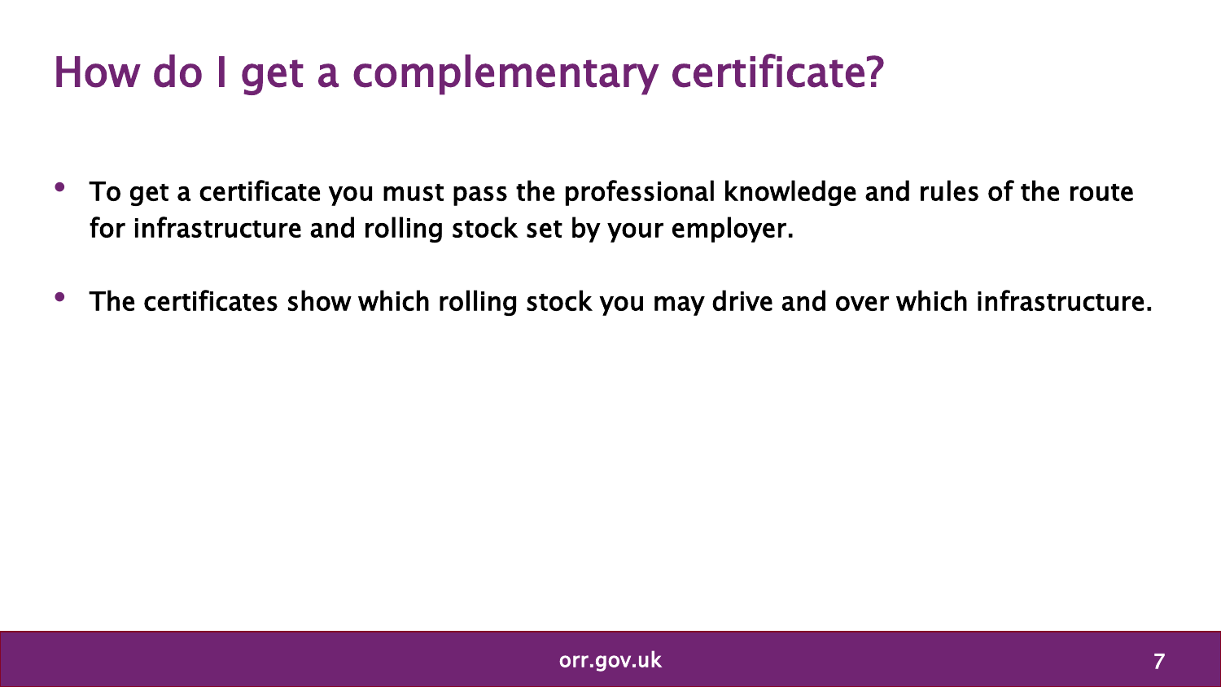# How do I get a complementary certificate?

- To get a certificate you must pass the professional knowledge and rules of the route for infrastructure and rolling stock set by your employer.
- The certificates show which rolling stock you may drive and over which infrastructure.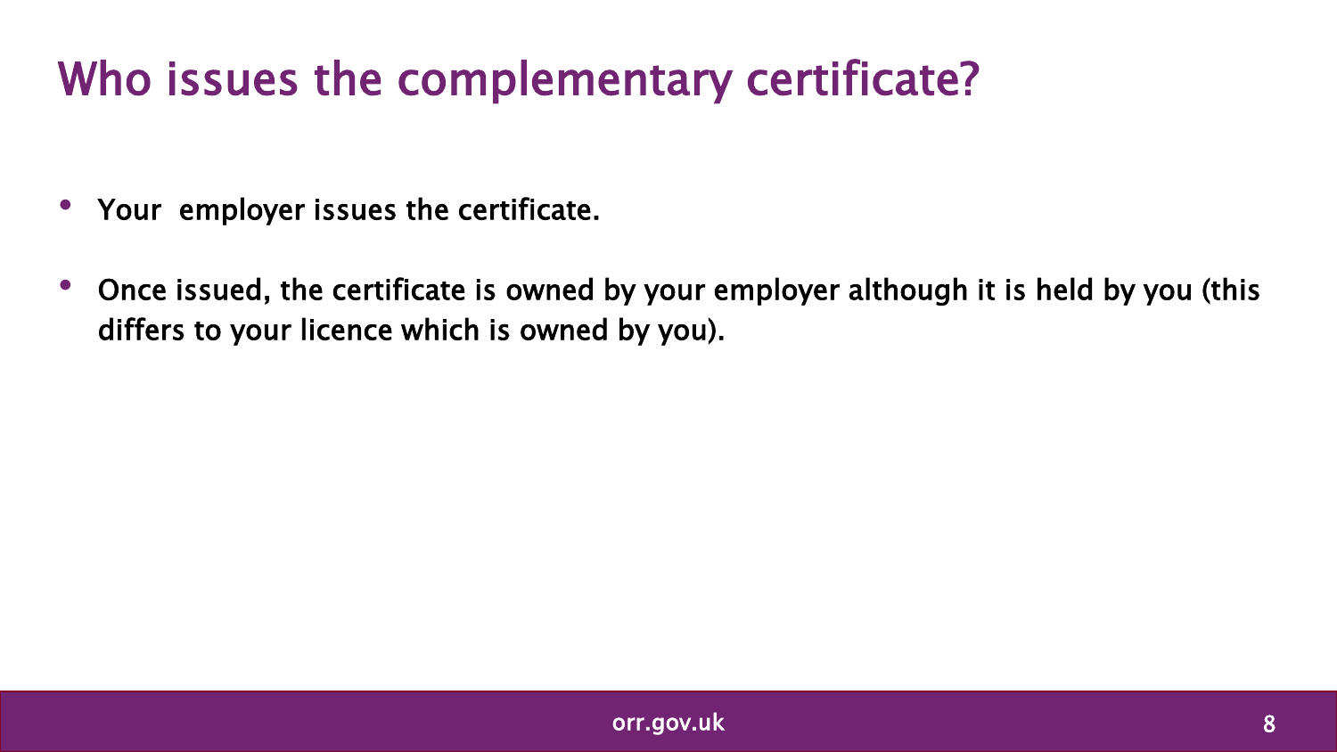# Who issues the complementary certificate?

- Your  employer issues the certificate.
- Once issued, the certificate is owned by your employer although it is held by you (this differs to your licence which is owned by you).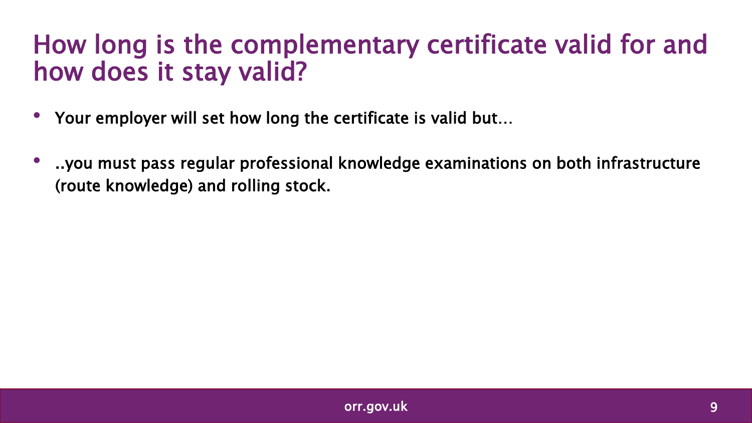# How long is the complementary certificate valid for and how does it stay valid?

- Your employer will set how long the certificate is valid but…
- ..you must pass regular professional knowledge examinations on both infrastructure (route knowledge) and rolling stock.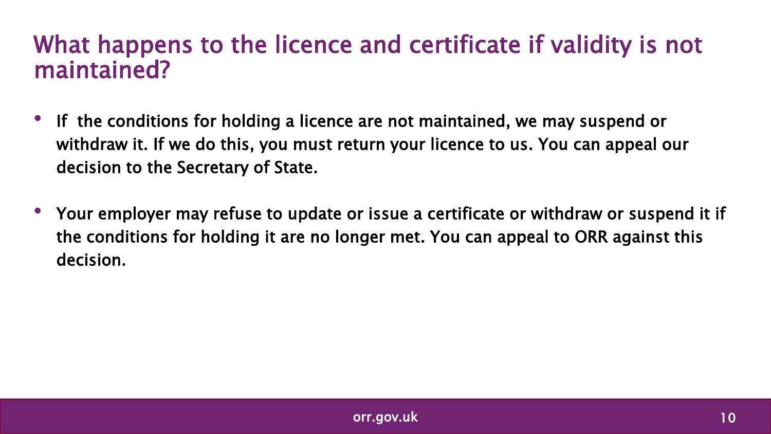# What happens to the licence and certificate if validity is not maintained?

- If the conditions for holding a licence are not maintained, we may suspend or withdraw it. If we do this, you must return your licence to us. You can appeal our decision to the Secretary of State.
- Your employer may refuse to update or issue a certificate or withdraw or suspend it if the conditions for holding it are no longer met. You can appeal to ORR against this decision.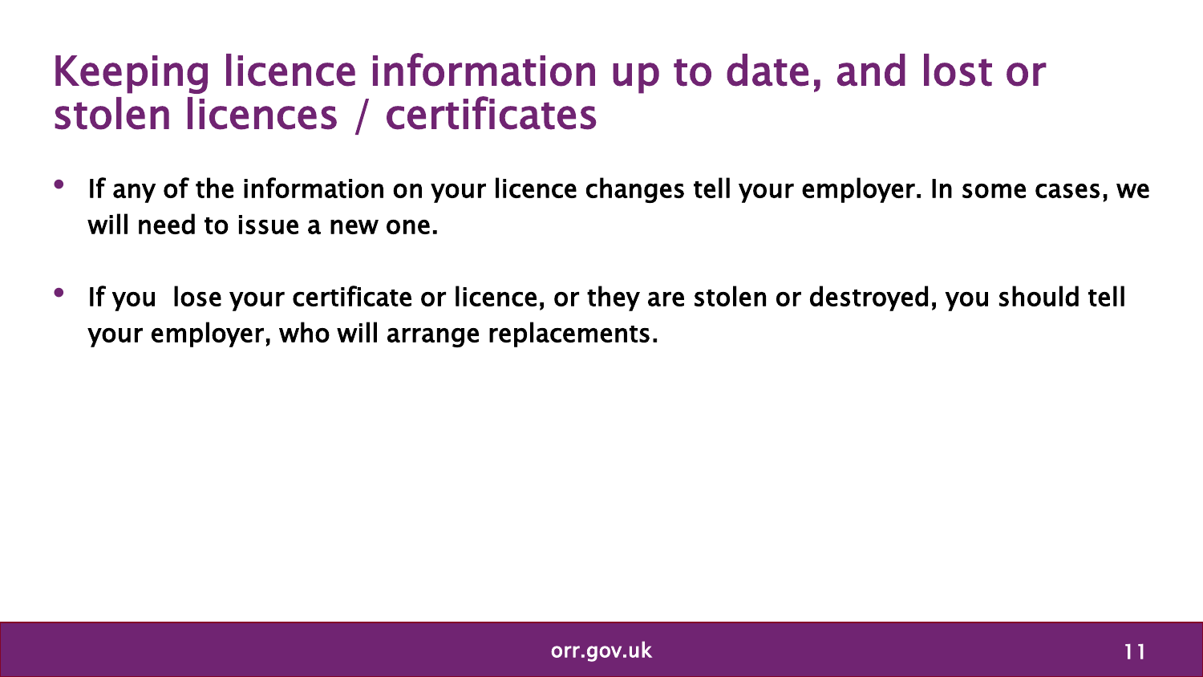# Keeping licence information up to date, and lost or stolen licences / certificates

- If any of the information on your licence changes tell your employer. In some cases, we will need to issue a new one.
- If you  lose your certificate or licence, or they are stolen or destroyed, you should tell your employer, who will arrange replacements.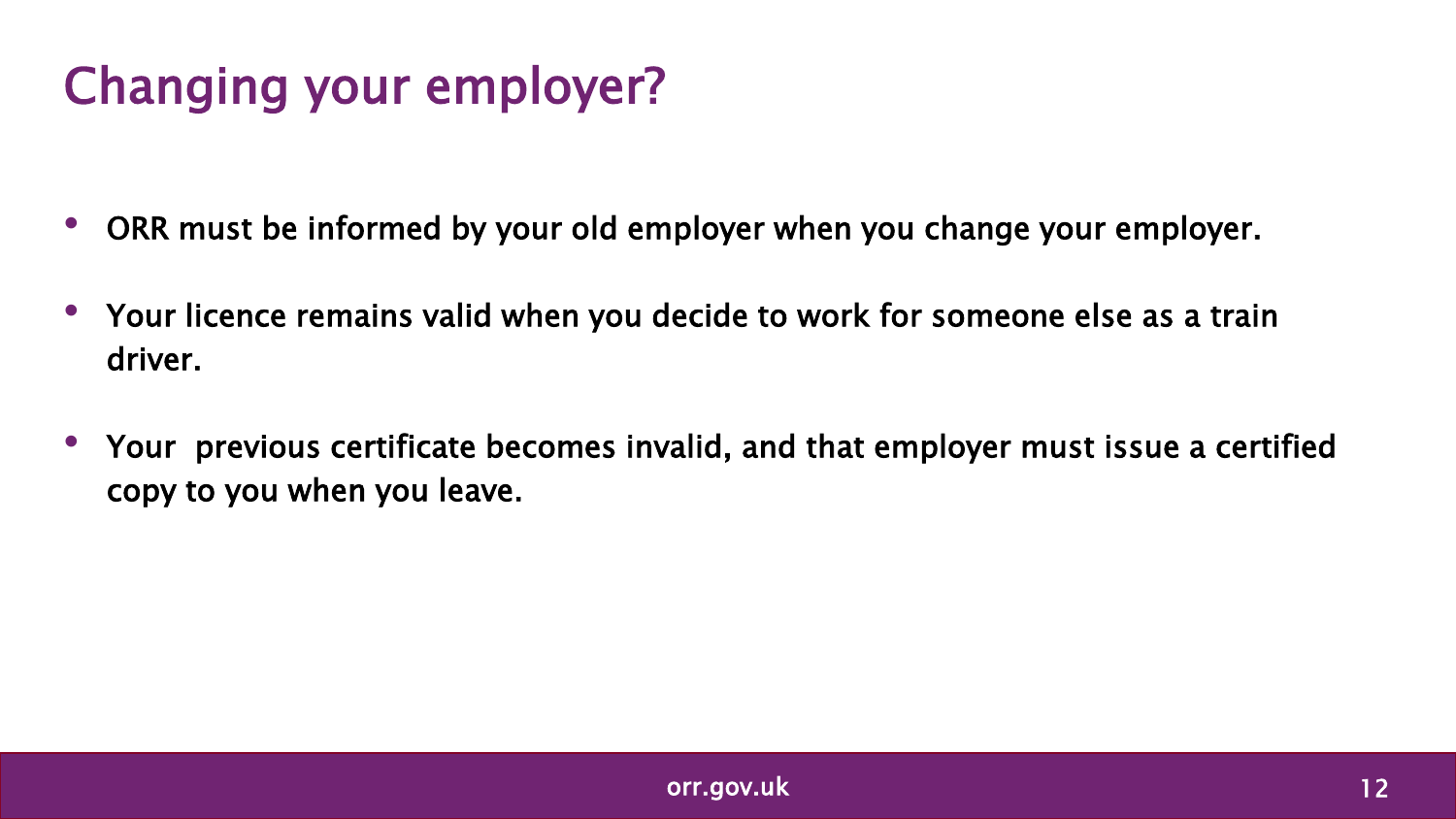# Changing your employer?

- ORR must be informed by your old employer when you change your employer.
- Your licence remains valid when you decide to work for someone else as a train driver.
- Your previous certificate becomes invalid, and that employer must issue a certified copy to you when you leave.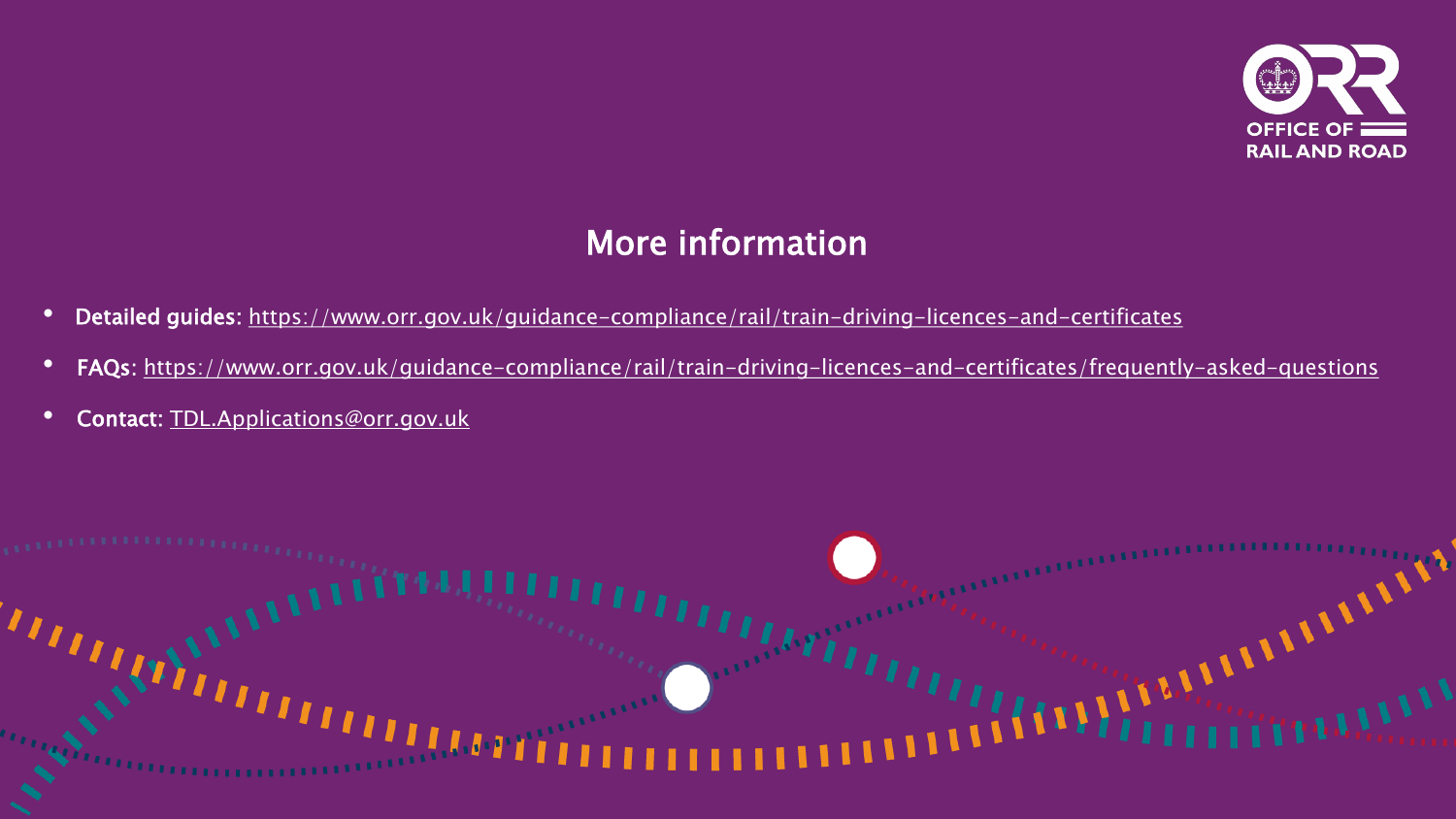## More information

- **Detailed guides**: https://www.orr.gov.uk/guidance-compliance/rail/train-driving-licences-and-certificates
- **FAQs**: https://www.orr.gov.uk/guidance-compliance/rail/train-driving-licences-and-certificates/frequently-asked-questions
- **Contact**: TDL.Applications@orr.gov.uk